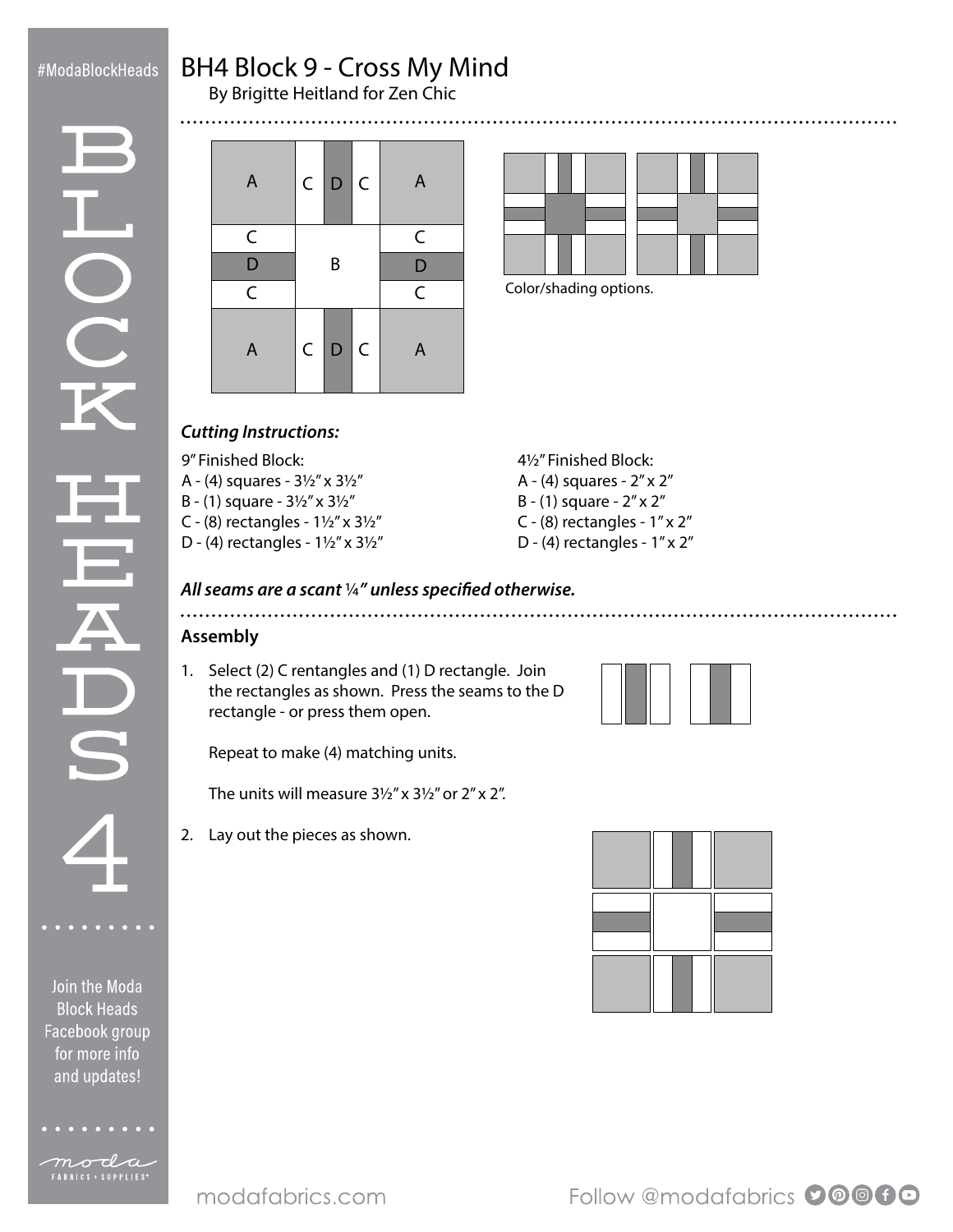# BH4 Block 9 - Cross My Mind

By Brigitte Heitland for Zen Chic

Color/shading options.

### *Cutting Instructions:*

9″ Finished Block:
A - (4) squares - 3½″ x 3½″
B - (1) square - 3½″ x 3½″
C - (8) rectangles - 1½″ x 3½″
D - (4) rectangles - 1½″ x 3½″

4½″ Finished Block:
A - (4) squares - 2″ x 2″
B - (1) square - 2″ x 2″
C - (8) rectangles - 1″ x 2″
D - (4) rectangles - 1″ x 2″

***All seams are a scant ¼″ unless specified otherwise.***

### Assembly

1. Select (2) C rentangles and (1) D rectangle. Join the rectangles as shown. Press the seams to the D rectangle - or press them open.

   Repeat to make (4) matching units.

   The units will measure 3½″ x 3½″ or 2″ x 2″.

2. Lay out the pieces as shown.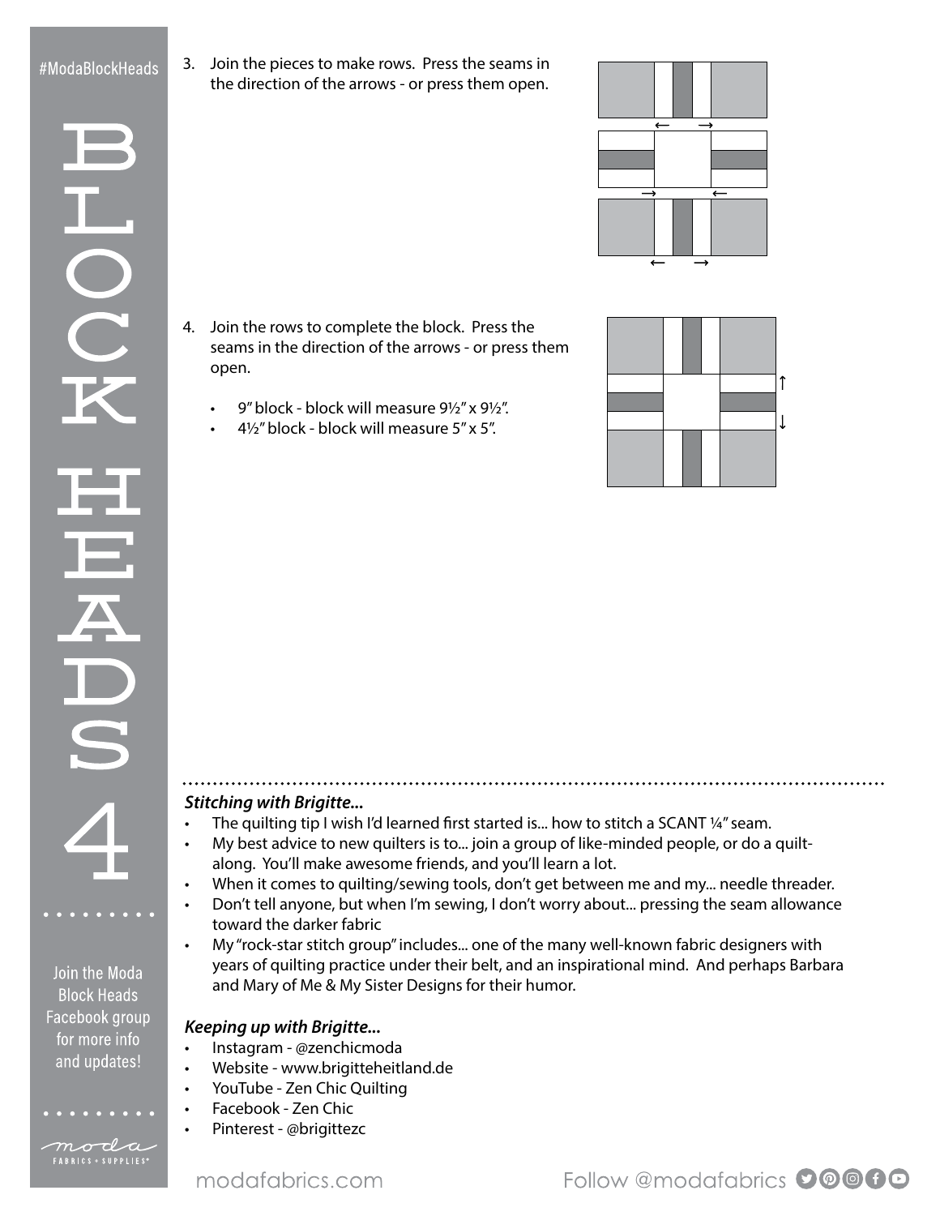3. Join the pieces to make rows. Press the seams in the direction of the arrows - or press them open.

4. Join the rows to complete the block. Press the seams in the direction of the arrows - or press them open.

    - 9" block - block will measure 9½" x 9½".
    - 4½" block - block will measure 5" x 5".

***Stitching with Brigitte...***

- The quilting tip I wish I'd learned first started is... how to stitch a SCANT ¼" seam.
- My best advice to new quilters is to... join a group of like-minded people, or do a quilt-along. You'll make awesome friends, and you'll learn a lot.
- When it comes to quilting/sewing tools, don't get between me and my... needle threader.
- Don't tell anyone, but when I'm sewing, I don't worry about... pressing the seam allowance toward the darker fabric
- My "rock-star stitch group" includes... one of the many well-known fabric designers with years of quilting practice under their belt, and an inspirational mind. And perhaps Barbara and Mary of Me & My Sister Designs for their humor.

***Keeping up with Brigitte...***

- Instagram - @zenchicmoda
- Website - www.brigitteheitland.de
- YouTube - Zen Chic Quilting
- Facebook - Zen Chic
- Pinterest - @brigittezc